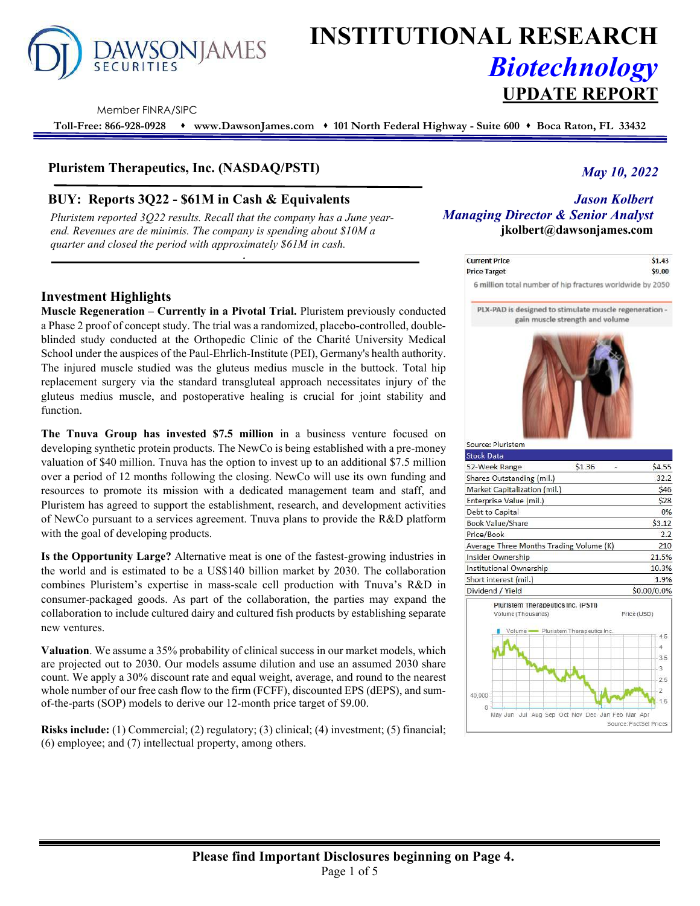# INSTITUTIONAL RESEARCH

## *Biotechnology*

## UPDATE REPORT

DAWSON JAMES SECURITIES

Member FINRA/SIPC

Toll-Free: 866-928-0928 ♦ www.DawsonJames.com ♦ 101 North Federal Highway - Suite 600 ♦ Boca Raton, FL 33432

**Pluristem Therapeutics, Inc. (NASDAQ/PSTI)**

*May 10, 2022*

**BUY: Reports 3Q22 - $61M in Cash & Equivalents**

*Pluristem reported 3Q22 results. Recall that the company has a June year-end. Revenues are de minimis. The company is spending about $10M a quarter and closed the period with approximately $61M in cash.*

***Jason Kolbert***
***Managing Director & Senior Analyst***
**jkolbert@dawsonjames.com**

| | |
|---|---|
| Current Price | $1.43 |
| Price Target | $9.00 |

6 million total number of hip fractures worldwide by 2050

PLX-PAD is designed to stimulate muscle regeneration - gain muscle strength and volume

Source: Pluristem

| Stock Data | | | |
|---|---|---|---|
| 52-Week Range | $1.36 | - | $4.55 |
| Shares Outstanding (mil.) | | | 32.2 |
| Market Capitalization (mil.) | | | $46 |
| Enterprise Value (mil.) | | | $28 |
| Debt to Capital | | | 0% |
| Book Value/Share | | | $3.12 |
| Price/Book | | | 2.2 |
| Average Three Months Trading Volume (K) | | | 210 |
| Insider Ownership | | | 21.5% |
| Institutional Ownership | | | 10.3% |
| Short interest (mil.) | | | 1.9% |
| Dividend / Yield | | | $0.00/0.0% |

Pluristem Therapeutics Inc. (PSTI) — Volume (Thousands), Price (USD)

Source: FactSet Prices

### Investment Highlights

**Muscle Regeneration – Currently in a Pivotal Trial.** Pluristem previously conducted a Phase 2 proof of concept study. The trial was a randomized, placebo-controlled, double-blinded study conducted at the Orthopedic Clinic of the Charité University Medical School under the auspices of the Paul-Ehrlich-Institute (PEI), Germany's health authority. The injured muscle studied was the gluteus medius muscle in the buttock. Total hip replacement surgery via the standard transgluteal approach necessitates injury of the gluteus medius muscle, and postoperative healing is crucial for joint stability and function.

**The Tnuva Group has invested $7.5 million** in a business venture focused on developing synthetic protein products. The NewCo is being established with a pre-money valuation of $40 million. Tnuva has the option to invest up to an additional $7.5 million over a period of 12 months following the closing. NewCo will use its own funding and resources to promote its mission with a dedicated management team and staff, and Pluristem has agreed to support the establishment, research, and development activities of NewCo pursuant to a services agreement. Tnuva plans to provide the R&D platform with the goal of developing products.

**Is the Opportunity Large?** Alternative meat is one of the fastest-growing industries in the world and is estimated to be a US$140 billion market by 2030. The collaboration combines Pluristem's expertise in mass-scale cell production with Tnuva's R&D in consumer-packaged goods. As part of the collaboration, the parties may expand the collaboration to include cultured dairy and cultured fish products by establishing separate new ventures.

**Valuation**. We assume a 35% probability of clinical success in our market models, which are projected out to 2030. Our models assume dilution and use an assumed 2030 share count. We apply a 30% discount rate and equal weight, average, and round to the nearest whole number of our free cash flow to the firm (FCFF), discounted EPS (dEPS), and sum-of-the-parts (SOP) models to derive our 12-month price target of $9.00.

**Risks include:** (1) Commercial; (2) regulatory; (3) clinical; (4) investment; (5) financial; (6) employee; and (7) intellectual property, among others.

**Please find Important Disclosures beginning on Page 4.**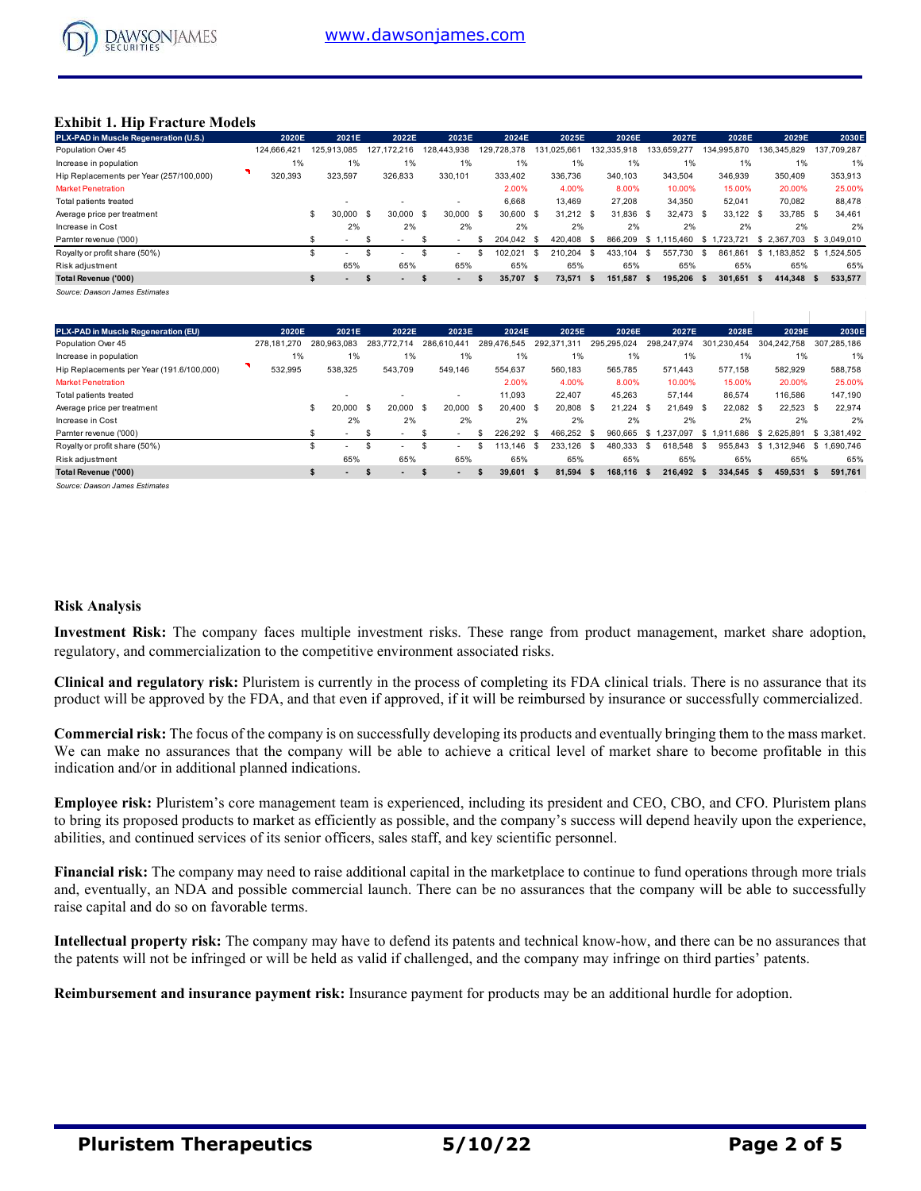### Exhibit 1. Hip Fracture Models

| PLX-PAD in Muscle Regeneration (U.S.) | 2020E | 2021E | 2022E | 2023E | 2024E | 2025E | 2026E | 2027E | 2028E | 2029E | 2030E |
|---|---|---|---|---|---|---|---|---|---|---|---|
| Population Over 45 | 124,666,421 | 125,913,085 | 127,172,216 | 128,443,938 | 129,728,378 | 131,025,661 | 132,335,918 | 133,659,277 | 134,995,870 | 136,345,829 | 137,709,287 |
| Increase in population | 1% | 1% | 1% | 1% | 1% | 1% | 1% | 1% | 1% | 1% | 1% |
| Hip Replacements per Year (257/100,000) | 320,393 | 323,597 | 326,833 | 330,101 | 333,402 | 336,736 | 340,103 | 343,504 | 346,939 | 350,409 | 353,913 |
| Market Penetration | | | | | 2.00% | 4.00% | 8.00% | 10.00% | 15.00% | 20.00% | 25.00% |
| Total patients treated | | - | - | - | 6,668 | 13,469 | 27,208 | 34,350 | 52,041 | 70,082 | 88,478 |
| Average price per treatment | | $ 30,000 | $ 30,000 | $ 30,000 | $ 30,600 | $ 31,212 | $ 31,836 | $ 32,473 | $ 33,122 | $ 33,785 | $ 34,461 |
| Increase in Cost | | 2% | 2% | 2% | 2% | 2% | 2% | 2% | 2% | 2% | 2% |
| Parnter revenue ('000) | | $ - | $ - | $ - | $ 204,042 | $ 420,408 | $ 866,209 | $ 1,115,460 | $ 1,723,721 | $ 2,367,703 | $ 3,049,010 |
| Royalty or profit share (50%) | | $ - | $ - | $ - | $ 102,021 | $ 210,204 | $ 433,104 | $ 557,730 | $ 861,861 | $ 1,183,852 | $ 1,524,505 |
| Risk adjustment | | 65% | 65% | 65% | 65% | 65% | 65% | 65% | 65% | 65% | 65% |
| **Total Revenue ('000)** | | **$ -** | **$ -** | **$ -** | **$ 35,707** | **$ 73,571** | **$ 151,587** | **$ 195,206** | **$ 301,651** | **$ 414,348** | **$ 533,577** |

*Source: Dawson James Estimates*

| PLX-PAD in Muscle Regeneration (EU) | 2020E | 2021E | 2022E | 2023E | 2024E | 2025E | 2026E | 2027E | 2028E | 2029E | 2030E |
|---|---|---|---|---|---|---|---|---|---|---|---|
| Population Over 45 | 278,181,270 | 280,963,083 | 283,772,714 | 286,610,441 | 289,476,545 | 292,371,311 | 295,295,024 | 298,247,974 | 301,230,454 | 304,242,758 | 307,285,186 |
| Increase in population | 1% | 1% | 1% | 1% | 1% | 1% | 1% | 1% | 1% | 1% | 1% |
| Hip Replacements per Year (191.6/100,000) | 532,995 | 538,325 | 543,709 | 549,146 | 554,637 | 560,183 | 565,785 | 571,443 | 577,158 | 582,929 | 588,758 |
| Market Penetration | | | | | 2.00% | 4.00% | 8.00% | 10.00% | 15.00% | 20.00% | 25.00% |
| Total patients treated | | - | - | - | 11,093 | 22,407 | 45,263 | 57,144 | 86,574 | 116,586 | 147,190 |
| Average price per treatment | | $ 20,000 | $ 20,000 | $ 20,000 | $ 20,400 | $ 20,808 | $ 21,224 | $ 21,649 | $ 22,082 | $ 22,523 | $ 22,974 |
| Increase in Cost | | 2% | 2% | 2% | 2% | 2% | 2% | 2% | 2% | 2% | 2% |
| Parnter revenue ('000) | | $ - | $ - | $ - | $ 226,292 | $ 466,252 | $ 960,665 | $ 1,237,097 | $ 1,911,686 | $ 2,625,891 | $ 3,381,492 |
| Royalty or profit share (50%) | | $ - | $ - | $ - | $ 113,146 | $ 233,126 | $ 480,333 | $ 618,548 | $ 955,843 | $ 1,312,946 | $ 1,690,746 |
| Risk adjustment | | 65% | 65% | 65% | 65% | 65% | 65% | 65% | 65% | 65% | 65% |
| **Total Revenue ('000)** | | **$ -** | **$ -** | **$ -** | **$ 39,601** | **$ 81,594** | **$ 168,116** | **$ 216,492** | **$ 334,545** | **$ 459,531** | **$ 591,761** |

*Source: Dawson James Estimates*

### Risk Analysis

**Investment Risk:** The company faces multiple investment risks. These range from product management, market share adoption, regulatory, and commercialization to the competitive environment associated risks.

**Clinical and regulatory risk:** Pluristem is currently in the process of completing its FDA clinical trials. There is no assurance that its product will be approved by the FDA, and that even if approved, if it will be reimbursed by insurance or successfully commercialized.

**Commercial risk:** The focus of the company is on successfully developing its products and eventually bringing them to the mass market. We can make no assurances that the company will be able to achieve a critical level of market share to become profitable in this indication and/or in additional planned indications.

**Employee risk:** Pluristem's core management team is experienced, including its president and CEO, CBO, and CFO. Pluristem plans to bring its proposed products to market as efficiently as possible, and the company's success will depend heavily upon the experience, abilities, and continued services of its senior officers, sales staff, and key scientific personnel.

**Financial risk:** The company may need to raise additional capital in the marketplace to continue to fund operations through more trials and, eventually, an NDA and possible commercial launch. There can be no assurances that the company will be able to successfully raise capital and do so on favorable terms.

**Intellectual property risk:** The company may have to defend its patents and technical know-how, and there can be no assurances that the patents will not be infringed or will be held as valid if challenged, and the company may infringe on third parties' patents.

**Reimbursement and insurance payment risk:** Insurance payment for products may be an additional hurdle for adoption.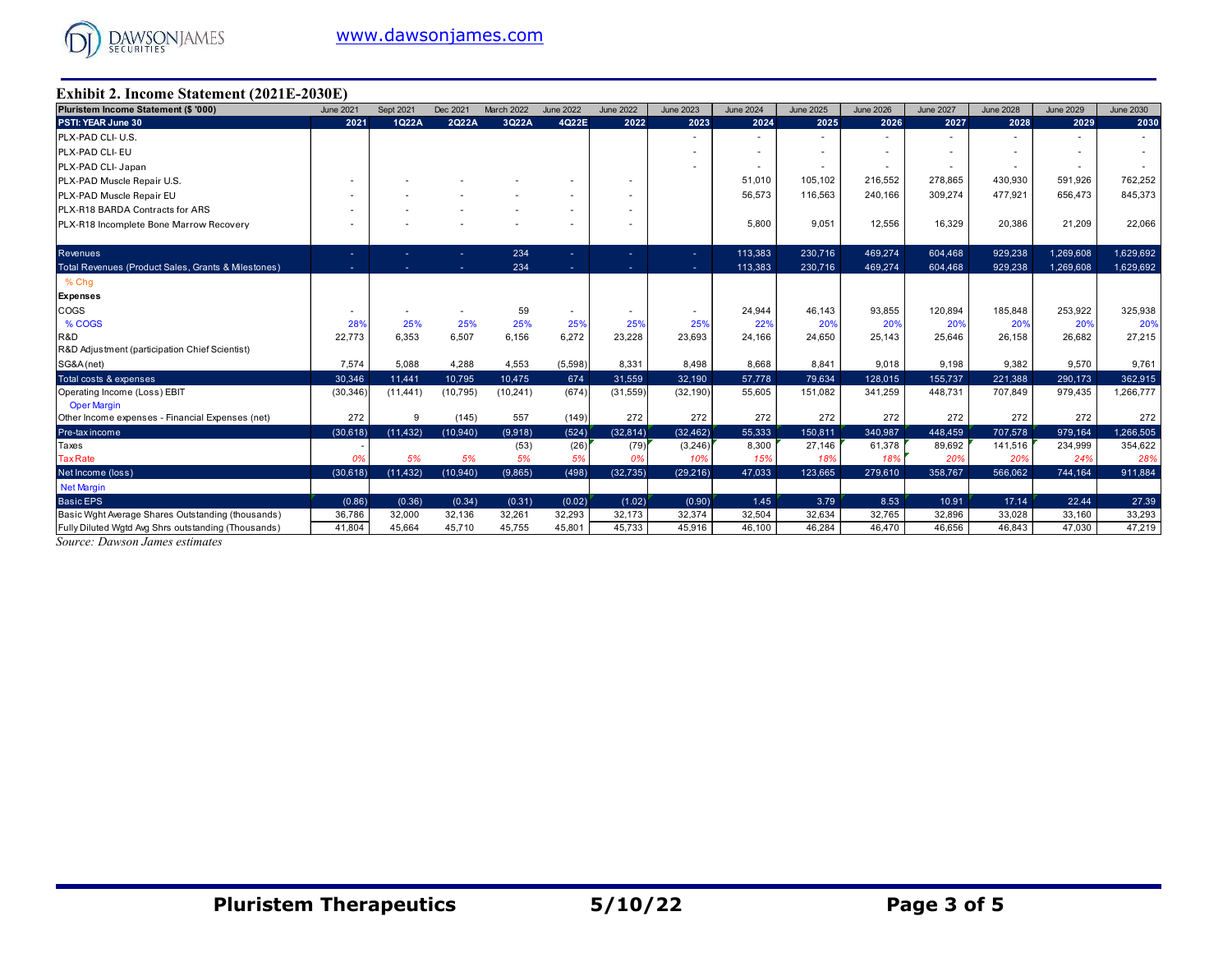## Exhibit 2. Income Statement (2021E-2030E)

| Pluristem Income Statement ($ '000) | June 2021 | Sept 2021 | Dec 2021 | March 2022 | June 2022 | June 2022 | June 2023 | June 2024 | June 2025 | June 2026 | June 2027 | June 2028 | June 2029 | June 2030 |
|---|---|---|---|---|---|---|---|---|---|---|---|---|---|---|
| PSTI: YEAR June 30 | 2021 | 1Q22A | 2Q22A | 3Q22A | 4Q22E | 2022 | 2023 | 2024 | 2025 | 2026 | 2027 | 2028 | 2029 | 2030 |
| PLX-PAD CLI- U.S. | | | | | | | - | - | - | - | - | - | - | - |
| PLX-PAD CLI- EU | | | | | | | - | - | - | - | - | - | - | - |
| PLX-PAD CLI- Japan | | | | | | | - | - | - | - | - | - | - | - |
| PLX-PAD Muscle Repair U.S. | - | - | - | - | - | - | | 51,010 | 105,102 | 216,552 | 278,865 | 430,930 | 591,926 | 762,252 |
| PLX-PAD Muscle Repair EU | - | - | - | - | - | - | | 56,573 | 116,563 | 240,166 | 309,274 | 477,921 | 656,473 | 845,373 |
| PLX-R18 BARDA Contracts for ARS | - | - | - | - | - | - | | | | | | | | |
| PLX-R18 Incomplete Bone Marrow Recovery | - | - | - | - | - | - | | 5,800 | 9,051 | 12,556 | 16,329 | 20,386 | 21,209 | 22,066 |
| Revenues | - | - | - | 234 | - | - | - | 113,383 | 230,716 | 469,274 | 604,468 | 929,238 | 1,269,608 | 1,629,692 |
| Total Revenues (Product Sales, Grants & Milestones) | - | - | - | 234 | - | - | - | 113,383 | 230,716 | 469,274 | 604,468 | 929,238 | 1,269,608 | 1,629,692 |
| % Chg | | | | | | | | | | | | | | |
| **Expenses** | | | | | | | | | | | | | | |
| COGS | - | - | - | 59 | - | - | - | 24,944 | 46,143 | 93,855 | 120,894 | 185,848 | 253,922 | 325,938 |
| % COGS | 28% | 25% | 25% | 25% | 25% | 25% | 25% | 22% | 20% | 20% | 20% | 20% | 20% | 20% |
| R&D | 22,773 | 6,353 | 6,507 | 6,156 | 6,272 | 23,228 | 23,693 | 24,166 | 24,650 | 25,143 | 25,646 | 26,158 | 26,682 | 27,215 |
| R&D Adjustment (participation Chief Scientist) | | | | | | | | | | | | | | |
| SG&A (net) | 7,574 | 5,088 | 4,288 | 4,553 | (5,598) | 8,331 | 8,498 | 8,668 | 8,841 | 9,018 | 9,198 | 9,382 | 9,570 | 9,761 |
| Total costs & expenses | 30,346 | 11,441 | 10,795 | 10,475 | 674 | 31,559 | 32,190 | 57,778 | 79,634 | 128,015 | 155,737 | 221,388 | 290,173 | 362,915 |
| Operating Income (Loss) EBIT | (30,346) | (11,441) | (10,795) | (10,241) | (674) | (31,559) | (32,190) | 55,605 | 151,082 | 341,259 | 448,731 | 707,849 | 979,435 | 1,266,777 |
| Oper Margin | | | | | | | | | | | | | | |
| Other Income expenses - Financial Expenses (net) | 272 | 9 | (145) | 557 | (149) | 272 | 272 | 272 | 272 | 272 | 272 | 272 | 272 | 272 |
| Pre-tax income | (30,618) | (11,432) | (10,940) | (9,918) | (524) | (32,814) | (32,462) | 55,333 | 150,811 | 340,987 | 448,459 | 707,578 | 979,164 | 1,266,505 |
| Taxes | - | | | (53) | (26) | (79) | (3,246) | 8,300 | 27,146 | 61,378 | 89,692 | 141,516 | 234,999 | 354,622 |
| Tax Rate | 0% | 5% | 5% | 5% | 5% | 0% | 10% | 15% | 18% | 18% | 20% | 20% | 24% | 28% |
| Net Income (loss) | (30,618) | (11,432) | (10,940) | (9,865) | (498) | (32,735) | (29,216) | 47,033 | 123,665 | 279,610 | 358,767 | 566,062 | 744,164 | 911,884 |
| Net Margin | | | | | | | | | | | | | | |
| Basic EPS | (0.86) | (0.36) | (0.34) | (0.31) | (0.02) | (1.02) | (0.90) | 1.45 | 3.79 | 8.53 | 10.91 | 17.14 | 22.44 | 27.39 |
| Basic Wght Average Shares Outstanding (thousands) | 36,786 | 32,000 | 32,136 | 32,261 | 32,293 | 32,173 | 32,374 | 32,504 | 32,634 | 32,765 | 32,896 | 33,028 | 33,160 | 33,293 |
| Fully Diluted Wgtd Avg Shrs outstanding (Thousands) | 41,804 | 45,664 | 45,710 | 45,755 | 45,801 | 45,733 | 45,916 | 46,100 | 46,284 | 46,470 | 46,656 | 46,843 | 47,030 | 47,219 |

*Source: Dawson James estimates*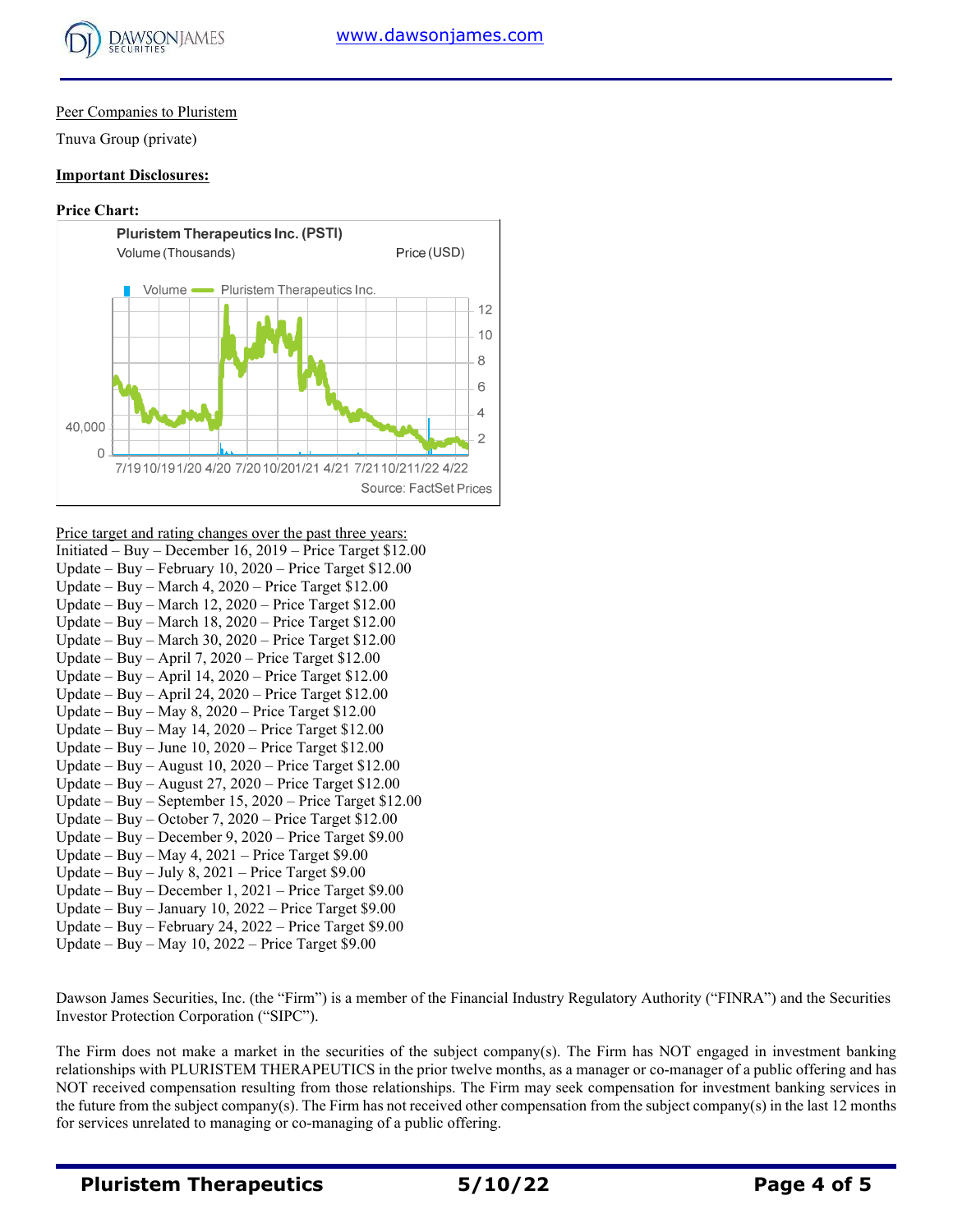Peer Companies to Pluristem

Tnuva Group (private)

**Important Disclosures:**

**Price Chart:**

Price target and rating changes over the past three years:
Initiated – Buy – December 16, 2019 – Price Target $12.00
Update – Buy – February 10, 2020 – Price Target $12.00
Update – Buy – March 4, 2020 – Price Target $12.00
Update – Buy – March 12, 2020 – Price Target $12.00
Update – Buy – March 18, 2020 – Price Target $12.00
Update – Buy – March 30, 2020 – Price Target $12.00
Update – Buy – April 7, 2020 – Price Target $12.00
Update – Buy – April 14, 2020 – Price Target $12.00
Update – Buy – April 24, 2020 – Price Target $12.00
Update – Buy – May 8, 2020 – Price Target $12.00
Update – Buy – May 14, 2020 – Price Target $12.00
Update – Buy – June 10, 2020 – Price Target $12.00
Update – Buy – August 10, 2020 – Price Target $12.00
Update – Buy – August 27, 2020 – Price Target $12.00
Update – Buy – September 15, 2020 – Price Target $12.00
Update – Buy – October 7, 2020 – Price Target $12.00
Update – Buy – December 9, 2020 – Price Target $9.00
Update – Buy – May 4, 2021 – Price Target $9.00
Update – Buy – July 8, 2021 – Price Target $9.00
Update – Buy – December 1, 2021 – Price Target $9.00
Update – Buy – January 10, 2022 – Price Target $9.00
Update – Buy – February 24, 2022 – Price Target $9.00
Update – Buy – May 10, 2022 – Price Target $9.00

Dawson James Securities, Inc. (the "Firm") is a member of the Financial Industry Regulatory Authority ("FINRA") and the Securities Investor Protection Corporation ("SIPC").

The Firm does not make a market in the securities of the subject company(s). The Firm has NOT engaged in investment banking relationships with PLURISTEM THERAPEUTICS in the prior twelve months, as a manager or co-manager of a public offering and has NOT received compensation resulting from those relationships. The Firm may seek compensation for investment banking services in the future from the subject company(s). The Firm has not received other compensation from the subject company(s) in the last 12 months for services unrelated to managing or co-managing of a public offering.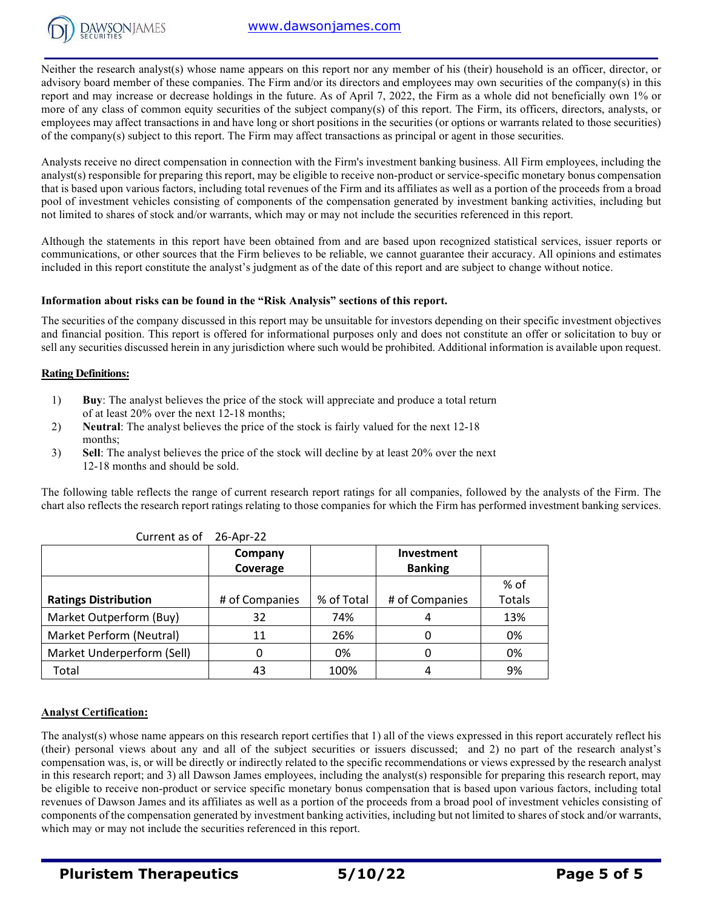Neither the research analyst(s) whose name appears on this report nor any member of his (their) household is an officer, director, or advisory board member of these companies. The Firm and/or its directors and employees may own securities of the company(s) in this report and may increase or decrease holdings in the future. As of April 7, 2022, the Firm as a whole did not beneficially own 1% or more of any class of common equity securities of the subject company(s) of this report. The Firm, its officers, directors, analysts, or employees may affect transactions in and have long or short positions in the securities (or options or warrants related to those securities) of the company(s) subject to this report. The Firm may affect transactions as principal or agent in those securities.

Analysts receive no direct compensation in connection with the Firm's investment banking business. All Firm employees, including the analyst(s) responsible for preparing this report, may be eligible to receive non-product or service-specific monetary bonus compensation that is based upon various factors, including total revenues of the Firm and its affiliates as well as a portion of the proceeds from a broad pool of investment vehicles consisting of components of the compensation generated by investment banking activities, including but not limited to shares of stock and/or warrants, which may or may not include the securities referenced in this report.

Although the statements in this report have been obtained from and are based upon recognized statistical services, issuer reports or communications, or other sources that the Firm believes to be reliable, we cannot guarantee their accuracy. All opinions and estimates included in this report constitute the analyst's judgment as of the date of this report and are subject to change without notice.

**Information about risks can be found in the "Risk Analysis" sections of this report.**

The securities of the company discussed in this report may be unsuitable for investors depending on their specific investment objectives and financial position. This report is offered for informational purposes only and does not constitute an offer or solicitation to buy or sell any securities discussed herein in any jurisdiction where such would be prohibited. Additional information is available upon request.

**Rating Definitions:**

1) **Buy**: The analyst believes the price of the stock will appreciate and produce a total return of at least 20% over the next 12-18 months;
2) **Neutral**: The analyst believes the price of the stock is fairly valued for the next 12-18 months;
3) **Sell**: The analyst believes the price of the stock will decline by at least 20% over the next 12-18 months and should be sold.

The following table reflects the range of current research report ratings for all companies, followed by the analysts of the Firm. The chart also reflects the research report ratings relating to those companies for which the Firm has performed investment banking services.

Current as of 26-Apr-22

| | Company Coverage | | Investment Banking | |
|---|---|---|---|---|
| **Ratings Distribution** | # of Companies | % of Total | # of Companies | % of Totals |
| Market Outperform (Buy) | 32 | 74% | 4 | 13% |
| Market Perform (Neutral) | 11 | 26% | 0 | 0% |
| Market Underperform (Sell) | 0 | 0% | 0 | 0% |
| Total | 43 | 100% | 4 | 9% |

**Analyst Certification:**

The analyst(s) whose name appears on this research report certifies that 1) all of the views expressed in this report accurately reflect his (their) personal views about any and all of the subject securities or issuers discussed; and 2) no part of the research analyst's compensation was, is, or will be directly or indirectly related to the specific recommendations or views expressed by the research analyst in this research report; and 3) all Dawson James employees, including the analyst(s) responsible for preparing this research report, may be eligible to receive non-product or service specific monetary bonus compensation that is based upon various factors, including total revenues of Dawson James and its affiliates as well as a portion of the proceeds from a broad pool of investment vehicles consisting of components of the compensation generated by investment banking activities, including but not limited to shares of stock and/or warrants, which may or may not include the securities referenced in this report.